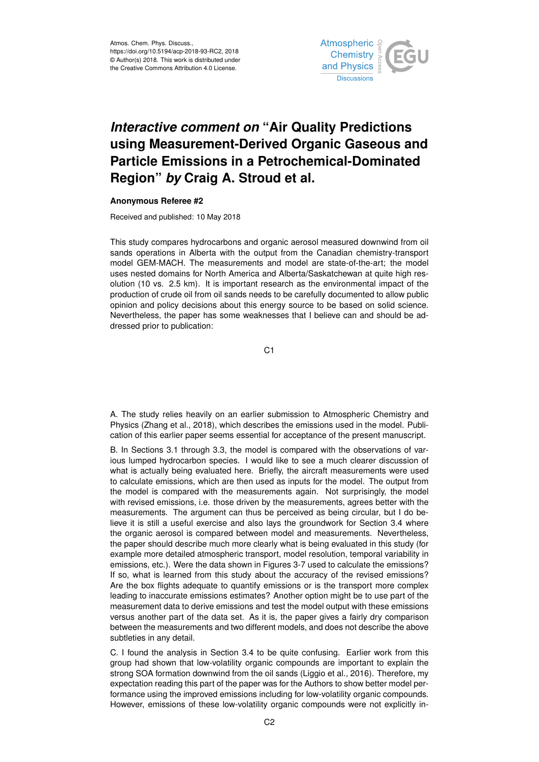Atmos. Chem. Phys. Discuss.,
https://doi.org/10.5194/acp-2018-93-RC2, 2018
© Author(s) 2018. This work is distributed under
the Creative Commons Attribution 4.0 License.

# *Interactive comment on* "Air Quality Predictions using Measurement-Derived Organic Gaseous and Particle Emissions in a Petrochemical-Dominated Region" *by* Craig A. Stroud et al.

**Anonymous Referee #2**

Received and published: 10 May 2018

This study compares hydrocarbons and organic aerosol measured downwind from oil sands operations in Alberta with the output from the Canadian chemistry-transport model GEM-MACH. The measurements and model are state-of-the-art; the model uses nested domains for North America and Alberta/Saskatchewan at quite high resolution (10 vs. 2.5 km). It is important research as the environmental impact of the production of crude oil from oil sands needs to be carefully documented to allow public opinion and policy decisions about this energy source to be based on solid science. Nevertheless, the paper has some weaknesses that I believe can and should be addressed prior to publication:

A. The study relies heavily on an earlier submission to Atmospheric Chemistry and Physics (Zhang et al., 2018), which describes the emissions used in the model. Publication of this earlier paper seems essential for acceptance of the present manuscript.

B. In Sections 3.1 through 3.3, the model is compared with the observations of various lumped hydrocarbon species. I would like to see a much clearer discussion of what is actually being evaluated here. Briefly, the aircraft measurements were used to calculate emissions, which are then used as inputs for the model. The output from the model is compared with the measurements again. Not surprisingly, the model with revised emissions, i.e. those driven by the measurements, agrees better with the measurements. The argument can thus be perceived as being circular, but I do believe it is still a useful exercise and also lays the groundwork for Section 3.4 where the organic aerosol is compared between model and measurements. Nevertheless, the paper should describe much more clearly what is being evaluated in this study (for example more detailed atmospheric transport, model resolution, temporal variability in emissions, etc.). Were the data shown in Figures 3-7 used to calculate the emissions? If so, what is learned from this study about the accuracy of the revised emissions? Are the box flights adequate to quantify emissions or is the transport more complex leading to inaccurate emissions estimates? Another option might be to use part of the measurement data to derive emissions and test the model output with these emissions versus another part of the data set. As it is, the paper gives a fairly dry comparison between the measurements and two different models, and does not describe the above subtleties in any detail.

C. I found the analysis in Section 3.4 to be quite confusing. Earlier work from this group had shown that low-volatility organic compounds are important to explain the strong SOA formation downwind from the oil sands (Liggio et al., 2016). Therefore, my expectation reading this part of the paper was for the Authors to show better model performance using the improved emissions including for low-volatility organic compounds. However, emissions of these low-volatility organic compounds were not explicitly in-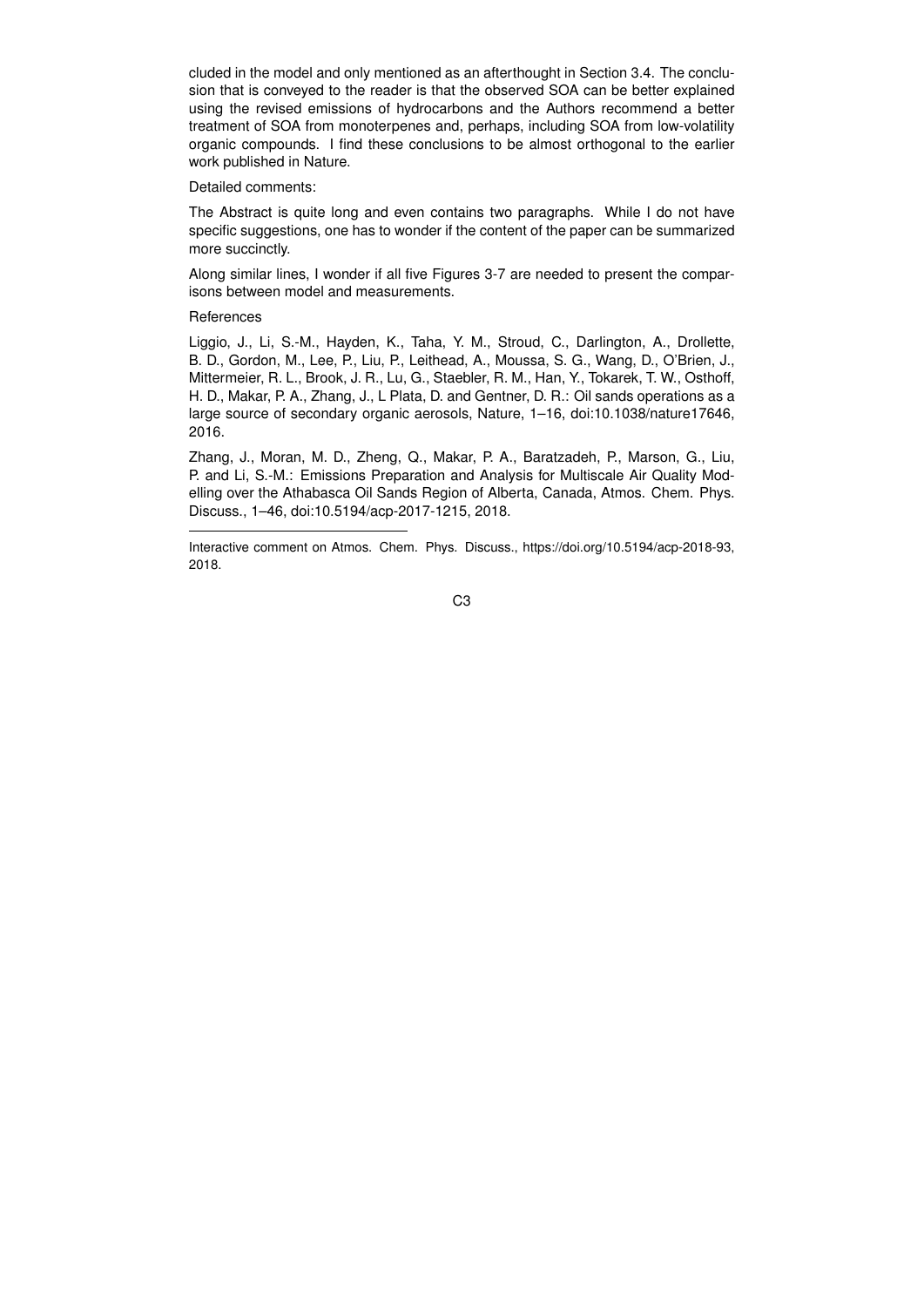cluded in the model and only mentioned as an afterthought in Section 3.4. The conclusion that is conveyed to the reader is that the observed SOA can be better explained using the revised emissions of hydrocarbons and the Authors recommend a better treatment of SOA from monoterpenes and, perhaps, including SOA from low-volatility organic compounds. I find these conclusions to be almost orthogonal to the earlier work published in Nature.

Detailed comments:

The Abstract is quite long and even contains two paragraphs. While I do not have specific suggestions, one has to wonder if the content of the paper can be summarized more succinctly.

Along similar lines, I wonder if all five Figures 3-7 are needed to present the comparisons between model and measurements.

References

Liggio, J., Li, S.-M., Hayden, K., Taha, Y. M., Stroud, C., Darlington, A., Drollette, B. D., Gordon, M., Lee, P., Liu, P., Leithead, A., Moussa, S. G., Wang, D., O'Brien, J., Mittermeier, R. L., Brook, J. R., Lu, G., Staebler, R. M., Han, Y., Tokarek, T. W., Osthoff, H. D., Makar, P. A., Zhang, J., L Plata, D. and Gentner, D. R.: Oil sands operations as a large source of secondary organic aerosols, Nature, 1–16, doi:10.1038/nature17646, 2016.

Zhang, J., Moran, M. D., Zheng, Q., Makar, P. A., Baratzadeh, P., Marson, G., Liu, P. and Li, S.-M.: Emissions Preparation and Analysis for Multiscale Air Quality Modelling over the Athabasca Oil Sands Region of Alberta, Canada, Atmos. Chem. Phys. Discuss., 1–46, doi:10.5194/acp-2017-1215, 2018.

---

Interactive comment on Atmos. Chem. Phys. Discuss., https://doi.org/10.5194/acp-2018-93, 2018.